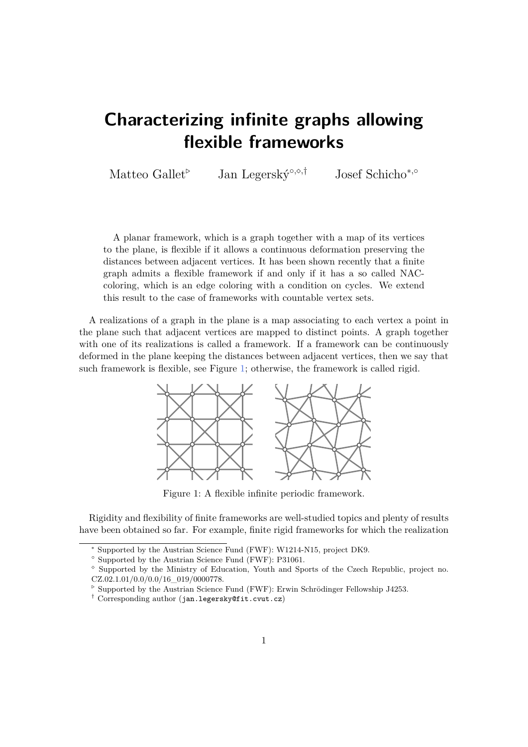# Characterizing infinite graphs allowing flexible frameworks

Matteo Gallet[▷] Jan Legerský[○,◇,†] Josef Schicho[*,○]

A planar framework, which is a graph together with a map of its vertices to the plane, is flexible if it allows a continuous deformation preserving the distances between adjacent vertices. It has been shown recently that a finite graph admits a flexible framework if and only if it has a so called NAC-coloring, which is an edge coloring with a condition on cycles. We extend this result to the case of frameworks with countable vertex sets.

A realizations of a graph in the plane is a map associating to each vertex a point in the plane such that adjacent vertices are mapped to distinct points. A graph together with one of its realizations is called a framework. If a framework can be continuously deformed in the plane keeping the distances between adjacent vertices, then we say that such framework is flexible, see Figure 1; otherwise, the framework is called rigid.

Figure 1: A flexible infinite periodic framework.

Rigidity and flexibility of finite frameworks are well-studied topics and plenty of results have been obtained so far. For example, finite rigid frameworks for which the realization

[*] Supported by the Austrian Science Fund (FWF): W1214-N15, project DK9.
[○] Supported by the Austrian Science Fund (FWF): P31061.
[◇] Supported by the Ministry of Education, Youth and Sports of the Czech Republic, project no. CZ.02.1.01/0.0/0.0/16_019/0000778.
[▷] Supported by the Austrian Science Fund (FWF): Erwin Schrödinger Fellowship J4253.
[†] Corresponding author (jan.legersky@fit.cvut.cz)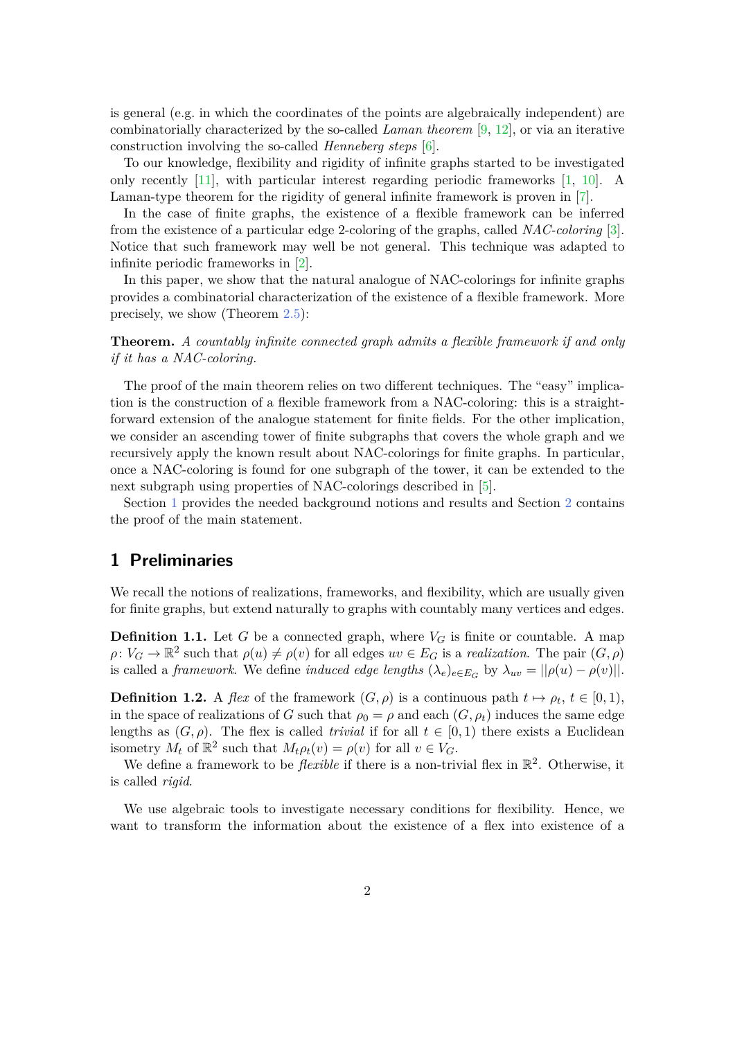is general (e.g. in which the coordinates of the points are algebraically independent) are combinatorially characterized by the so-called *Laman theorem* [9, 12], or via an iterative construction involving the so-called *Henneberg steps* [6].

To our knowledge, flexibility and rigidity of infinite graphs started to be investigated only recently [11], with particular interest regarding periodic frameworks [1, 10]. A Laman-type theorem for the rigidity of general infinite framework is proven in [7].

In the case of finite graphs, the existence of a flexible framework can be inferred from the existence of a particular edge 2-coloring of the graphs, called *NAC-coloring* [3]. Notice that such framework may well be not general. This technique was adapted to infinite periodic frameworks in [2].

In this paper, we show that the natural analogue of NAC-colorings for infinite graphs provides a combinatorial characterization of the existence of a flexible framework. More precisely, we show (Theorem 2.5):

**Theorem.** *A countably infinite connected graph admits a flexible framework if and only if it has a NAC-coloring.*

The proof of the main theorem relies on two different techniques. The "easy" implication is the construction of a flexible framework from a NAC-coloring: this is a straightforward extension of the analogue statement for finite fields. For the other implication, we consider an ascending tower of finite subgraphs that covers the whole graph and we recursively apply the known result about NAC-colorings for finite graphs. In particular, once a NAC-coloring is found for one subgraph of the tower, it can be extended to the next subgraph using properties of NAC-colorings described in [5].

Section 1 provides the needed background notions and results and Section 2 contains the proof of the main statement.

## 1 Preliminaries

We recall the notions of realizations, frameworks, and flexibility, which are usually given for finite graphs, but extend naturally to graphs with countably many vertices and edges.

**Definition 1.1.** Let $G$ be a connected graph, where $V_G$ is finite or countable. A map $\rho\colon V_G \to \mathbb{R}^2$ such that $\rho(u) \neq \rho(v)$ for all edges $uv \in E_G$ is a *realization*. The pair $(G, \rho)$ is called a *framework*. We define *induced edge lengths* $(\lambda_e)_{e \in E_G}$ by $\lambda_{uv} = ||\rho(u) - \rho(v)||$.

**Definition 1.2.** A *flex* of the framework $(G, \rho)$ is a continuous path $t \mapsto \rho_t$, $t \in [0, 1)$, in the space of realizations of $G$ such that $\rho_0 = \rho$ and each $(G, \rho_t)$ induces the same edge lengths as $(G, \rho)$. The flex is called *trivial* if for all $t \in [0, 1)$ there exists a Euclidean isometry $M_t$ of $\mathbb{R}^2$ such that $M_t \rho_t(v) = \rho(v)$ for all $v \in V_G$.

We define a framework to be *flexible* if there is a non-trivial flex in $\mathbb{R}^2$. Otherwise, it is called *rigid*.

We use algebraic tools to investigate necessary conditions for flexibility. Hence, we want to transform the information about the existence of a flex into existence of a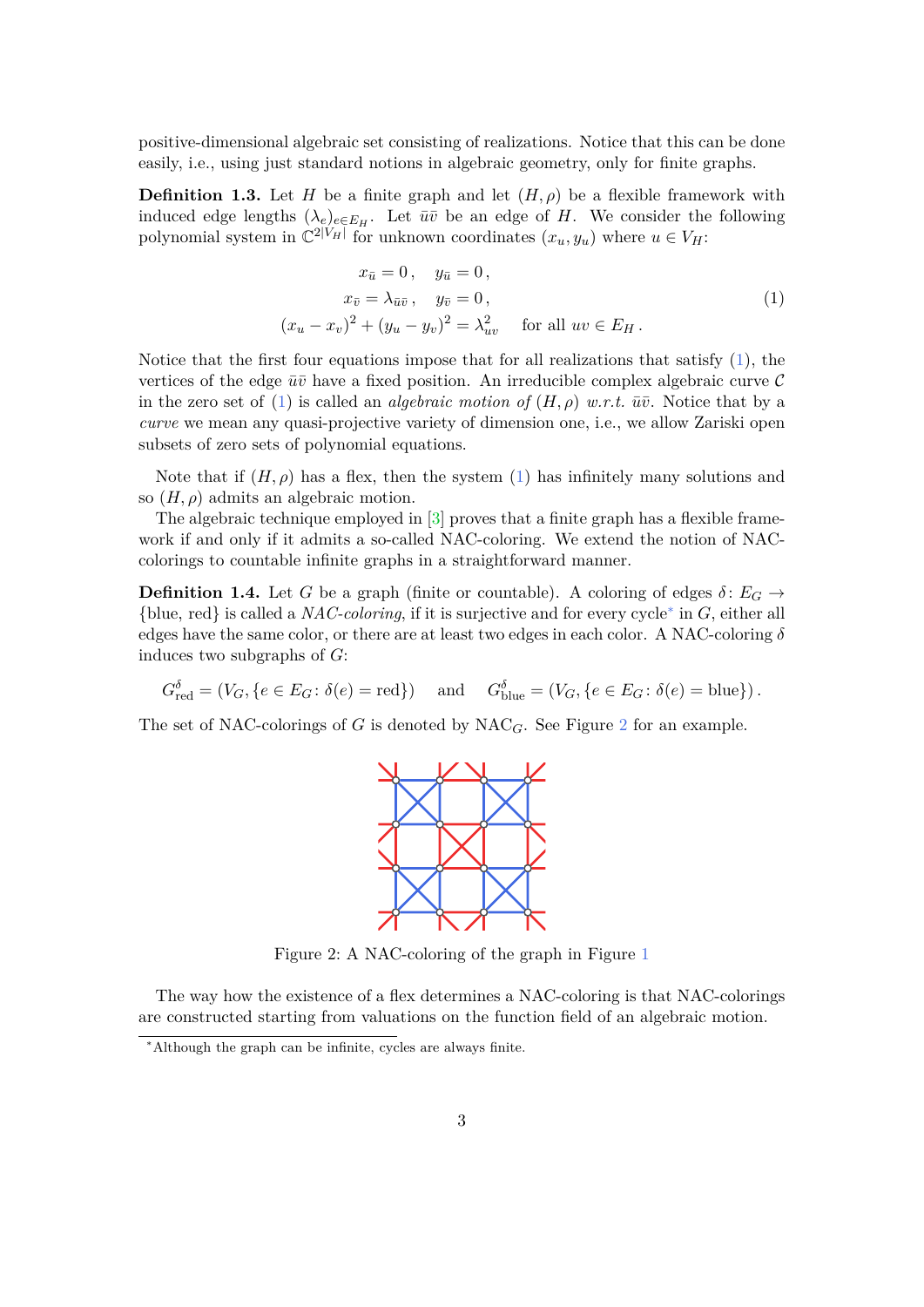positive-dimensional algebraic set consisting of realizations. Notice that this can be done easily, i.e., using just standard notions in algebraic geometry, only for finite graphs.

**Definition 1.3.** Let $H$ be a finite graph and let $(H, \rho)$ be a flexible framework with induced edge lengths $(\lambda_e)_{e \in E_H}$. Let $\bar{u}\bar{v}$ be an edge of $H$. We consider the following polynomial system in $\mathbb{C}^{2|V_H|}$ for unknown coordinates $(x_u, y_u)$ where $u \in V_H$:

$$
\begin{aligned}
x_{\bar{u}} &= 0\,, \quad y_{\bar{u}} = 0\,, \\
x_{\bar{v}} &= \lambda_{\bar{u}\bar{v}}\,, \quad y_{\bar{v}} = 0\,, \\
(x_u - x_v)^2 + (y_u - y_v)^2 &= \lambda_{uv}^2 \quad \text{for all } uv \in E_H\,.
\end{aligned}
\tag{1}
$$

Notice that the first four equations impose that for all realizations that satisfy (1), the vertices of the edge $\bar{u}\bar{v}$ have a fixed position. An irreducible complex algebraic curve $\mathcal{C}$ in the zero set of (1) is called an *algebraic motion of* $(H, \rho)$ *w.r.t.* $\bar{u}\bar{v}$. Notice that by a *curve* we mean any quasi-projective variety of dimension one, i.e., we allow Zariski open subsets of zero sets of polynomial equations.

Note that if $(H, \rho)$ has a flex, then the system (1) has infinitely many solutions and so $(H, \rho)$ admits an algebraic motion.

The algebraic technique employed in [3] proves that a finite graph has a flexible framework if and only if it admits a so-called NAC-coloring. We extend the notion of NAC-colorings to countable infinite graphs in a straightforward manner.

**Definition 1.4.** Let $G$ be a graph (finite or countable). A coloring of edges $\delta\colon E_G \to \{\text{blue}, \text{red}\}$ is called a *NAC-coloring*, if it is surjective and for every cycle[*] in $G$, either all edges have the same color, or there are at least two edges in each color. A NAC-coloring $\delta$ induces two subgraphs of $G$:

$$
G^\delta_{\text{red}} = (V_G, \{e \in E_G \colon \delta(e) = \text{red}\}) \quad \text{and} \quad G^\delta_{\text{blue}} = (V_G, \{e \in E_G \colon \delta(e) = \text{blue}\})\,.
$$

The set of NAC-colorings of $G$ is denoted by $\text{NAC}_G$. See Figure 2 for an example.

Figure 2: A NAC-coloring of the graph in Figure 1

The way how the existence of a flex determines a NAC-coloring is that NAC-colorings are constructed starting from valuations on the function field of an algebraic motion.

[*] Although the graph can be infinite, cycles are always finite.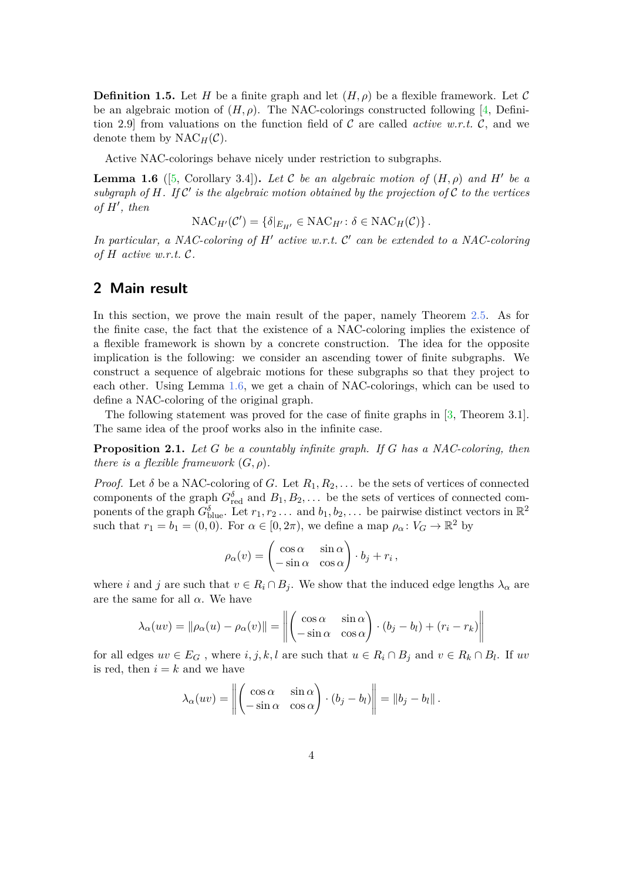**Definition 1.5.** Let $H$ be a finite graph and let $(H, \rho)$ be a flexible framework. Let $\mathcal{C}$ be an algebraic motion of $(H, \rho)$. The NAC-colorings constructed following [4, Definition 2.9] from valuations on the function field of $\mathcal{C}$ are called *active w.r.t.* $\mathcal{C}$, and we denote them by $\mathrm{NAC}_H(\mathcal{C})$.

Active NAC-colorings behave nicely under restriction to subgraphs.

**Lemma 1.6** ([5, Corollary 3.4])**.** *Let $\mathcal{C}$ be an algebraic motion of $(H, \rho)$ and $H'$ be a subgraph of $H$. If $\mathcal{C}'$ is the algebraic motion obtained by the projection of $\mathcal{C}$ to the vertices of $H'$, then*

$$\mathrm{NAC}_{H'}(\mathcal{C}') = \{\delta|_{E_{H'}} \in \mathrm{NAC}_{H'} : \delta \in \mathrm{NAC}_H(\mathcal{C})\}.$$

*In particular, a NAC-coloring of $H'$ active w.r.t. $\mathcal{C}'$ can be extended to a NAC-coloring of $H$ active w.r.t. $\mathcal{C}$.*

## 2 Main result

In this section, we prove the main result of the paper, namely Theorem 2.5. As for the finite case, the fact that the existence of a NAC-coloring implies the existence of a flexible framework is shown by a concrete construction. The idea for the opposite implication is the following: we consider an ascending tower of finite subgraphs. We construct a sequence of algebraic motions for these subgraphs so that they project to each other. Using Lemma 1.6, we get a chain of NAC-colorings, which can be used to define a NAC-coloring of the original graph.

The following statement was proved for the case of finite graphs in [3, Theorem 3.1]. The same idea of the proof works also in the infinite case.

**Proposition 2.1.** *Let $G$ be a countably infinite graph. If $G$ has a NAC-coloring, then there is a flexible framework $(G, \rho)$.*

*Proof.* Let $\delta$ be a NAC-coloring of $G$. Let $R_1, R_2, \ldots$ be the sets of vertices of connected components of the graph $G^\delta_{\text{red}}$ and $B_1, B_2, \ldots$ be the sets of vertices of connected components of the graph $G^\delta_{\text{blue}}$. Let $r_1, r_2 \ldots$ and $b_1, b_2, \ldots$ be pairwise distinct vectors in $\mathbb{R}^2$ such that $r_1 = b_1 = (0, 0)$. For $\alpha \in [0, 2\pi)$, we define a map $\rho_\alpha : V_G \to \mathbb{R}^2$ by

$$\rho_\alpha(v) = \begin{pmatrix} \cos\alpha & \sin\alpha \\ -\sin\alpha & \cos\alpha \end{pmatrix} \cdot b_j + r_i\,,$$

where $i$ and $j$ are such that $v \in R_i \cap B_j$. We show that the induced edge lengths $\lambda_\alpha$ are are the same for all $\alpha$. We have

$$\lambda_\alpha(uv) = \|\rho_\alpha(u) - \rho_\alpha(v)\| = \left\| \begin{pmatrix} \cos\alpha & \sin\alpha \\ -\sin\alpha & \cos\alpha \end{pmatrix} \cdot (b_j - b_l) + (r_i - r_k) \right\|$$

for all edges $uv \in E_G$ , where $i, j, k, l$ are such that $u \in R_i \cap B_j$ and $v \in R_k \cap B_l$. If $uv$ is red, then $i = k$ and we have

$$\lambda_\alpha(uv) = \left\| \begin{pmatrix} \cos\alpha & \sin\alpha \\ -\sin\alpha & \cos\alpha \end{pmatrix} \cdot (b_j - b_l) \right\| = \|b_j - b_l\|\,.$$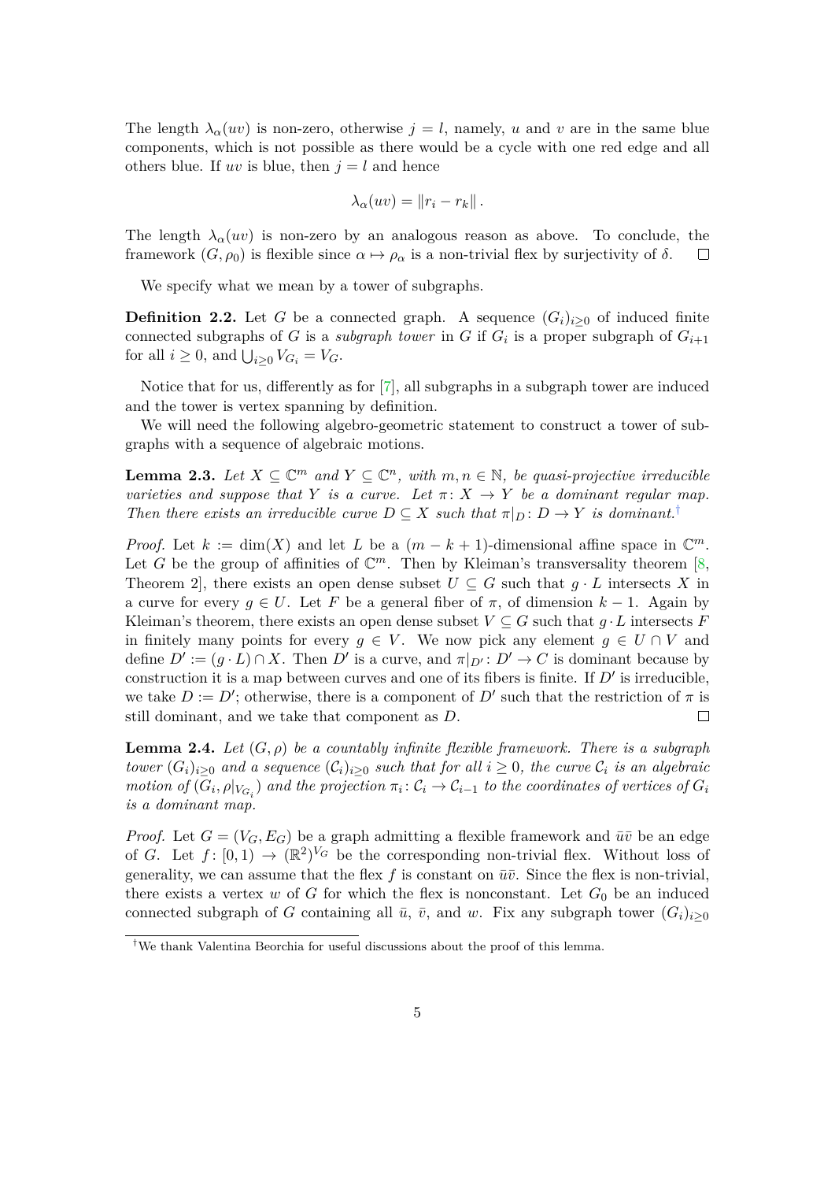The length $\lambda_\alpha(uv)$ is non-zero, otherwise $j = l$, namely, $u$ and $v$ are in the same blue components, which is not possible as there would be a cycle with one red edge and all others blue. If $uv$ is blue, then $j = l$ and hence

$$\lambda_\alpha(uv) = \|r_i - r_k\| .$$

The length $\lambda_\alpha(uv)$ is non-zero by an analogous reason as above. To conclude, the framework $(G, \rho_0)$ is flexible since $\alpha \mapsto \rho_\alpha$ is a non-trivial flex by surjectivity of $\delta$. $\square$

We specify what we mean by a tower of subgraphs.

**Definition 2.2.** Let $G$ be a connected graph. A sequence $(G_i)_{i\geq 0}$ of induced finite connected subgraphs of $G$ is a *subgraph tower* in $G$ if $G_i$ is a proper subgraph of $G_{i+1}$ for all $i \geq 0$, and $\bigcup_{i\geq 0} V_{G_i} = V_G$.

Notice that for us, differently as for [7], all subgraphs in a subgraph tower are induced and the tower is vertex spanning by definition.

We will need the following algebro-geometric statement to construct a tower of subgraphs with a sequence of algebraic motions.

**Lemma 2.3.** *Let $X \subseteq \mathbb{C}^m$ and $Y \subseteq \mathbb{C}^n$, with $m, n \in \mathbb{N}$, be quasi-projective irreducible varieties and suppose that $Y$ is a curve. Let $\pi\colon X \to Y$ be a dominant regular map. Then there exists an irreducible curve $D \subseteq X$ such that $\pi|_D \colon D \to Y$ is dominant.*[†]

*Proof.* Let $k := \dim(X)$ and let $L$ be a $(m - k + 1)$-dimensional affine space in $\mathbb{C}^m$. Let $G$ be the group of affinities of $\mathbb{C}^m$. Then by Kleiman's transversality theorem [8, Theorem 2], there exists an open dense subset $U \subseteq G$ such that $g \cdot L$ intersects $X$ in a curve for every $g \in U$. Let $F$ be a general fiber of $\pi$, of dimension $k - 1$. Again by Kleiman's theorem, there exists an open dense subset $V \subseteq G$ such that $g \cdot L$ intersects $F$ in finitely many points for every $g \in V$. We now pick any element $g \in U \cap V$ and define $D' := (g \cdot L) \cap X$. Then $D'$ is a curve, and $\pi|_{D'} \colon D' \to C$ is dominant because by construction it is a map between curves and one of its fibers is finite. If $D'$ is irreducible, we take $D := D'$; otherwise, there is a component of $D'$ such that the restriction of $\pi$ is still dominant, and we take that component as $D$. $\square$

**Lemma 2.4.** *Let $(G, \rho)$ be a countably infinite flexible framework. There is a subgraph tower $(G_i)_{i\geq 0}$ and a sequence $(\mathcal{C}_i)_{i\geq 0}$ such that for all $i \geq 0$, the curve $\mathcal{C}_i$ is an algebraic motion of $(G_i, \rho|_{V_{G_i}})$ and the projection $\pi_i \colon \mathcal{C}_i \to \mathcal{C}_{i-1}$ to the coordinates of vertices of $G_i$ is a dominant map.*

*Proof.* Let $G = (V_G, E_G)$ be a graph admitting a flexible framework and $\bar{u}\bar{v}$ be an edge of $G$. Let $f\colon [0, 1) \to (\mathbb{R}^2)^{V_G}$ be the corresponding non-trivial flex. Without loss of generality, we can assume that the flex $f$ is constant on $\bar{u}\bar{v}$. Since the flex is non-trivial, there exists a vertex $w$ of $G$ for which the flex is nonconstant. Let $G_0$ be an induced connected subgraph of $G$ containing all $\bar{u}$, $\bar{v}$, and $w$. Fix any subgraph tower $(G_i)_{i\geq 0}$

[†]We thank Valentina Beorchia for useful discussions about the proof of this lemma.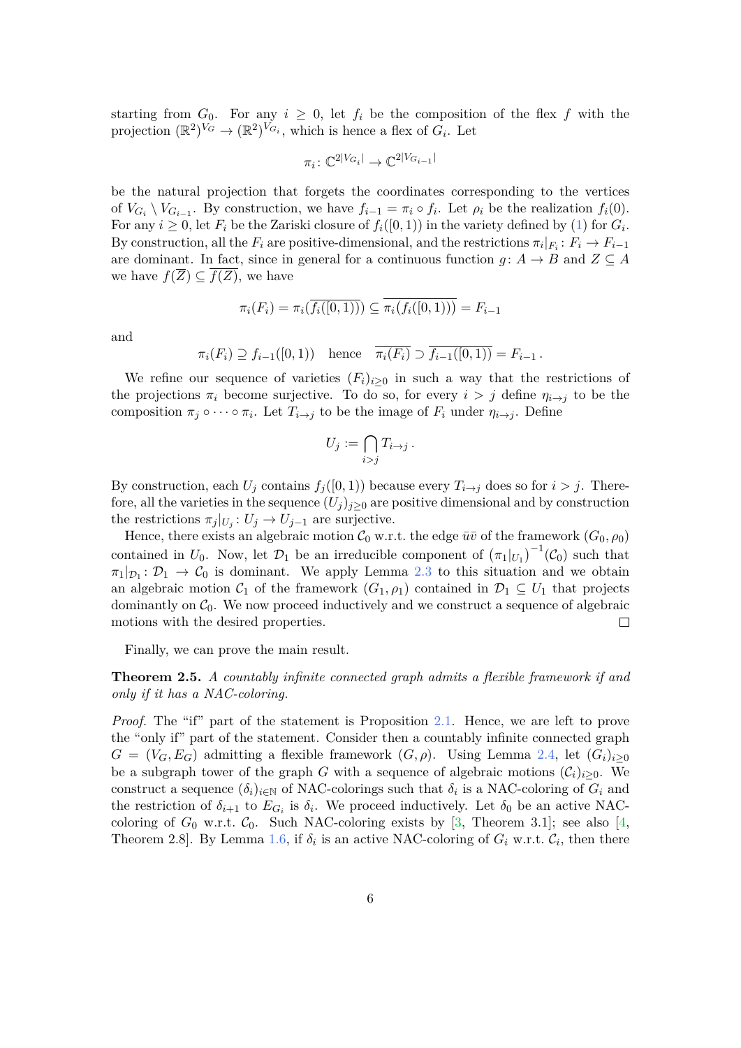starting from $G_0$. For any $i \geq 0$, let $f_i$ be the composition of the flex $f$ with the projection $(\mathbb{R}^2)^{V_G} \to (\mathbb{R}^2)^{V_{G_i}}$, which is hence a flex of $G_i$. Let

$$\pi_i \colon \mathbb{C}^{2|V_{G_i}|} \to \mathbb{C}^{2|V_{G_{i-1}}|}$$

be the natural projection that forgets the coordinates corresponding to the vertices of $V_{G_i} \setminus V_{G_{i-1}}$. By construction, we have $f_{i-1} = \pi_i \circ f_i$. Let $\rho_i$ be the realization $f_i(0)$. For any $i \geq 0$, let $F_i$ be the Zariski closure of $f_i([0,1))$ in the variety defined by (1) for $G_i$. By construction, all the $F_i$ are positive-dimensional, and the restrictions $\pi_i|_{F_i} \colon F_i \to F_{i-1}$ are dominant. In fact, since in general for a continuous function $g \colon A \to B$ and $Z \subseteq A$ we have $f(\overline{Z}) \subseteq \overline{f(Z)}$, we have

$$\pi_i(F_i) = \pi_i(\overline{f_i([0,1))}) \subseteq \overline{\pi_i(f_i([0,1)))} = F_{i-1}$$

and

$$\pi_i(F_i) \supseteq f_{i-1}([0,1)) \quad \text{hence} \quad \overline{\pi_i(F_i)} \supset \overline{f_{i-1}([0,1))} = F_{i-1}\,.$$

We refine our sequence of varieties $(F_i)_{i\geq 0}$ in such a way that the restrictions of the projections $\pi_i$ become surjective. To do so, for every $i > j$ define $\eta_{i\to j}$ to be the composition $\pi_j \circ \cdots \circ \pi_i$. Let $T_{i\to j}$ be the image of $F_i$ under $\eta_{i\to j}$. Define

$$U_j := \bigcap_{i>j} T_{i\to j}\,.$$

By construction, each $U_j$ contains $f_j([0,1))$ because every $T_{i\to j}$ does so for $i > j$. Therefore, all the varieties in the sequence $(U_j)_{j\geq 0}$ are positive dimensional and by construction the restrictions $\pi_j|_{U_j} \colon U_j \to U_{j-1}$ are surjective.

Hence, there exists an algebraic motion $\mathcal{C}_0$ w.r.t. the edge $\bar{u}\bar{v}$ of the framework $(G_0, \rho_0)$ contained in $U_0$. Now, let $\mathcal{D}_1$ be an irreducible component of $\left(\pi_1|_{U_1}\right)^{-1}(\mathcal{C}_0)$ such that $\pi_1|_{\mathcal{D}_1} \colon \mathcal{D}_1 \to \mathcal{C}_0$ is dominant. We apply Lemma 2.3 to this situation and we obtain an algebraic motion $\mathcal{C}_1$ of the framework $(G_1, \rho_1)$ contained in $\mathcal{D}_1 \subseteq U_1$ that projects dominantly on $\mathcal{C}_0$. We now proceed inductively and we construct a sequence of algebraic motions with the desired properties. □

Finally, we can prove the main result.

**Theorem 2.5.** *A countably infinite connected graph admits a flexible framework if and only if it has a NAC-coloring.*

*Proof.* The "if" part of the statement is Proposition 2.1. Hence, we are left to prove the "only if" part of the statement. Consider then a countably infinite connected graph $G = (V_G, E_G)$ admitting a flexible framework $(G, \rho)$. Using Lemma 2.4, let $(G_i)_{i\geq 0}$ be a subgraph tower of the graph $G$ with a sequence of algebraic motions $(\mathcal{C}_i)_{i\geq 0}$. We construct a sequence $(\delta_i)_{i\in\mathbb{N}}$ of NAC-colorings such that $\delta_i$ is a NAC-coloring of $G_i$ and the restriction of $\delta_{i+1}$ to $E_{G_i}$ is $\delta_i$. We proceed inductively. Let $\delta_0$ be an active NAC-coloring of $G_0$ w.r.t. $\mathcal{C}_0$. Such NAC-coloring exists by [3, Theorem 3.1]; see also [4, Theorem 2.8]. By Lemma 1.6, if $\delta_i$ is an active NAC-coloring of $G_i$ w.r.t. $\mathcal{C}_i$, then there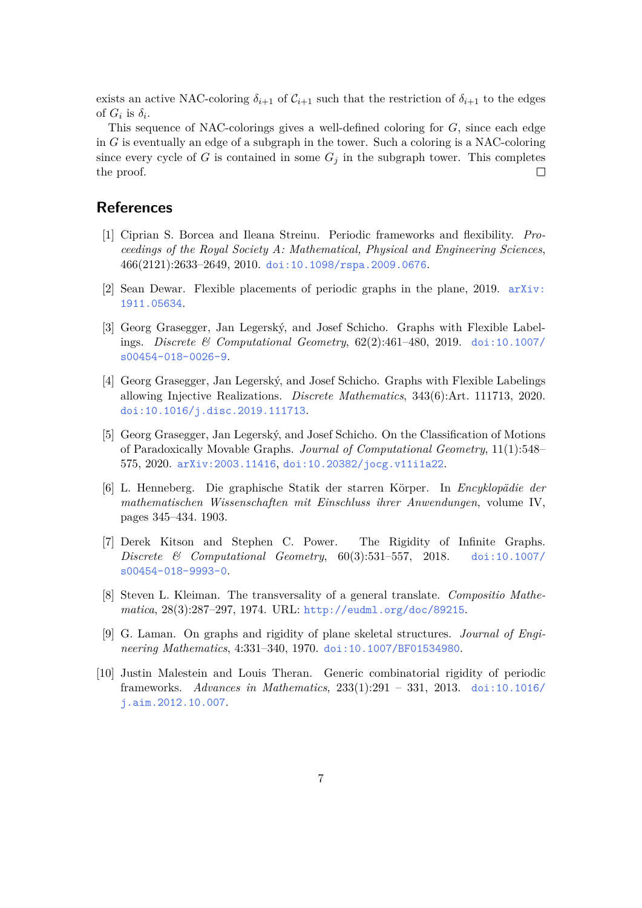exists an active NAC-coloring $\delta_{i+1}$ of $\mathcal{C}_{i+1}$ such that the restriction of $\delta_{i+1}$ to the edges of $G_i$ is $\delta_i$.

This sequence of NAC-colorings gives a well-defined coloring for $G$, since each edge in $G$ is eventually an edge of a subgraph in the tower. Such a coloring is a NAC-coloring since every cycle of $G$ is contained in some $G_j$ in the subgraph tower. This completes the proof. □

## References

[1] Ciprian S. Borcea and Ileana Streinu. Periodic frameworks and flexibility. *Proceedings of the Royal Society A: Mathematical, Physical and Engineering Sciences*, 466(2121):2633–2649, 2010. doi:10.1098/rspa.2009.0676.

[2] Sean Dewar. Flexible placements of periodic graphs in the plane, 2019. arXiv:1911.05634.

[3] Georg Grasegger, Jan Legerský, and Josef Schicho. Graphs with Flexible Labelings. *Discrete & Computational Geometry*, 62(2):461–480, 2019. doi:10.1007/s00454-018-0026-9.

[4] Georg Grasegger, Jan Legerský, and Josef Schicho. Graphs with Flexible Labelings allowing Injective Realizations. *Discrete Mathematics*, 343(6):Art. 111713, 2020. doi:10.1016/j.disc.2019.111713.

[5] Georg Grasegger, Jan Legerský, and Josef Schicho. On the Classification of Motions of Paradoxically Movable Graphs. *Journal of Computational Geometry*, 11(1):548–575, 2020. arXiv:2003.11416, doi:10.20382/jocg.v11i1a22.

[6] L. Henneberg. Die graphische Statik der starren Körper. In *Encyklopädie der mathematischen Wissenschaften mit Einschluss ihrer Anwendungen*, volume IV, pages 345–434. 1903.

[7] Derek Kitson and Stephen C. Power. The Rigidity of Infinite Graphs. *Discrete & Computational Geometry*, 60(3):531–557, 2018. doi:10.1007/s00454-018-9993-0.

[8] Steven L. Kleiman. The transversality of a general translate. *Compositio Mathematica*, 28(3):287–297, 1974. URL: http://eudml.org/doc/89215.

[9] G. Laman. On graphs and rigidity of plane skeletal structures. *Journal of Engineering Mathematics*, 4:331–340, 1970. doi:10.1007/BF01534980.

[10] Justin Malestein and Louis Theran. Generic combinatorial rigidity of periodic frameworks. *Advances in Mathematics*, 233(1):291 – 331, 2013. doi:10.1016/j.aim.2012.10.007.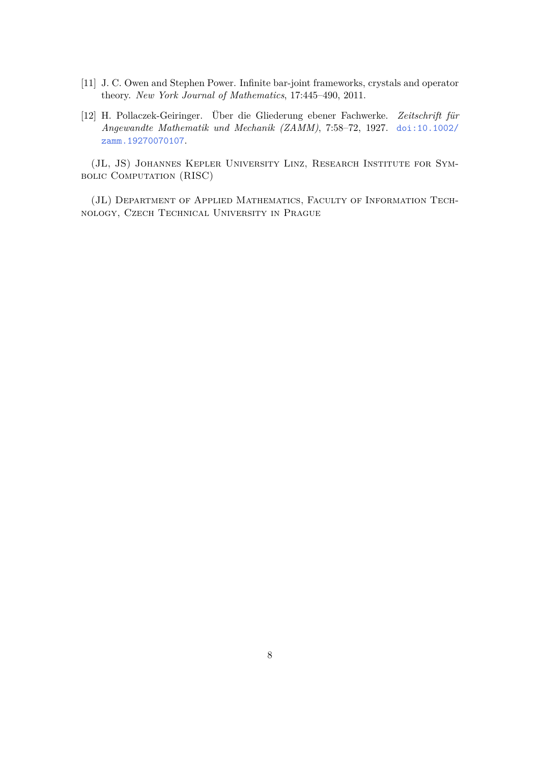[11] J. C. Owen and Stephen Power. Infinite bar-joint frameworks, crystals and operator theory. *New York Journal of Mathematics*, 17:445–490, 2011.

[12] H. Pollaczek-Geiringer. Über die Gliederung ebener Fachwerke. *Zeitschrift für Angewandte Mathematik und Mechanik (ZAMM)*, 7:58–72, 1927. doi:10.1002/zamm.19270070107.

(JL, JS) Johannes Kepler University Linz, Research Institute for Symbolic Computation (RISC)

(JL) Department of Applied Mathematics, Faculty of Information Technology, Czech Technical University in Prague